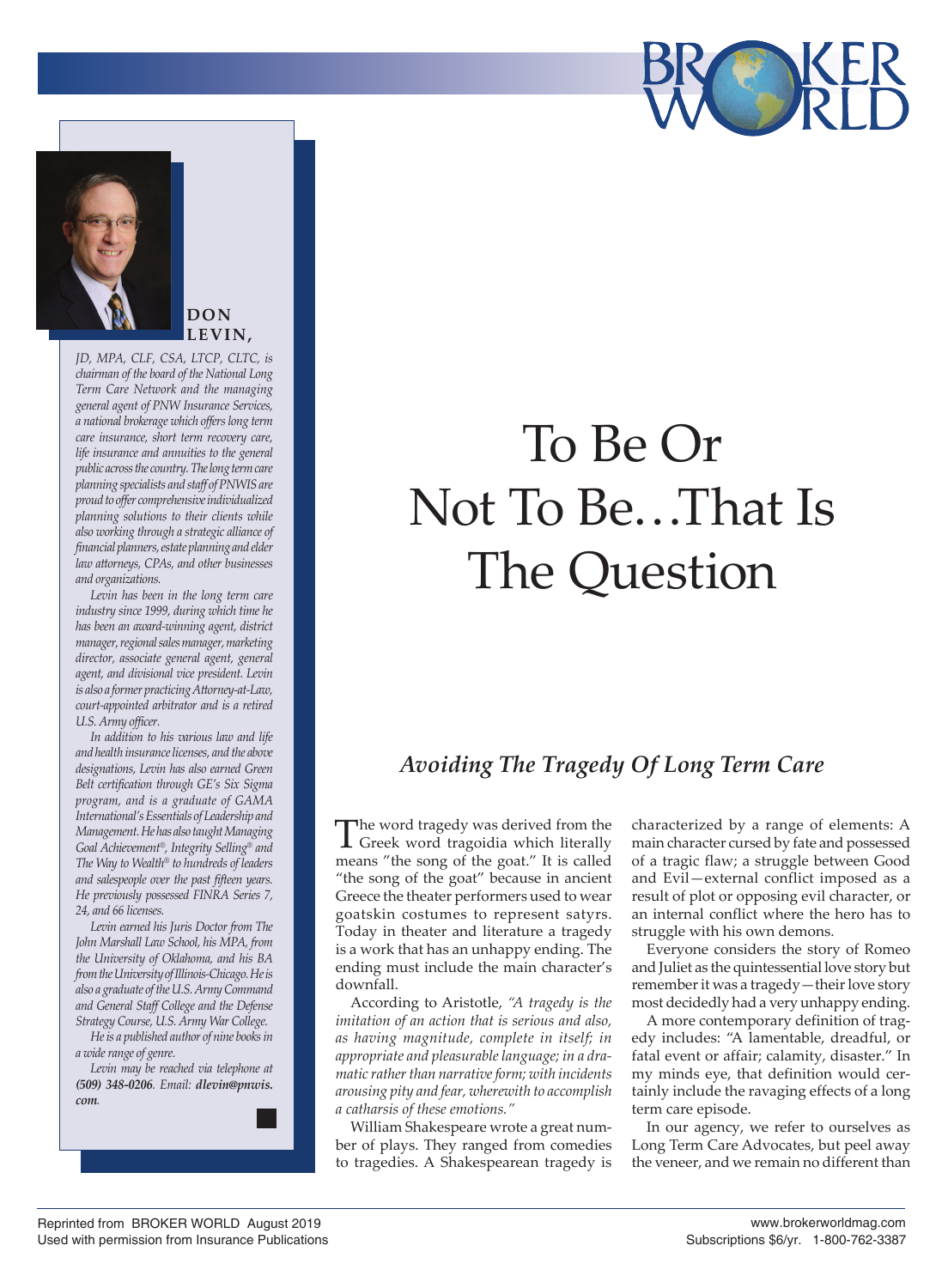# To Be Or Not To Be…That Is The Question

## *Avoiding The Tragedy Of Long Term Care*

**DON LEVIN,**

*JD, MPA, CLF, CSA, LTCP, CLTC, is chairman of the board of the National Long Term Care Network and the managing general agent of PNW Insurance Services, a national brokerage which offers long term care insurance, short term recovery care, life insurance and annuities to the general public across the country. The long term care planning specialists and staff of PNWIS are proud to offer comprehensive individualized planning solutions to their clients while also working through a strategic alliance of financial planners, estate planning and elder law attorneys, CPAs, and other businesses and organizations.*

*Levin has been in the long term care industry since 1999, during which time he has been an award-winning agent, district manager, regional sales manager, marketing director, associate general agent, general agent, and divisional vice president. Levin is also a former practicing Attorney-at-Law, court-appointed arbitrator and is a retired U.S. Army officer.*

*In addition to his various law and life and health insurance licenses, and the above designations, Levin has also earned Green Belt certification through GE's Six Sigma program, and is a graduate of GAMA International's Essentials of Leadership and Management. He has also taught Managing Goal Achievement®, Integrity Selling® and The Way to Wealth® to hundreds of leaders and salespeople over the past fifteen years. He previously possessed FINRA Series 7, 24, and 66 licenses.*

*Levin earned his Juris Doctor from The John Marshall Law School, his MPA, from the University of Oklahoma, and his BA from the University of Illinois-Chicago. He is also a graduate of the U.S. Army Command and General Staff College and the Defense Strategy Course, U.S. Army War College.*

*He is a published author of nine books in a wide range of genre.*

*Levin may be reached via telephone at **(509) 348-0206**. Email: **dlevin@pnwis.com**.*

The word tragedy was derived from the Greek word tragoidia which literally means "the song of the goat." It is called "the song of the goat" because in ancient Greece the theater performers used to wear goatskin costumes to represent satyrs. Today in theater and literature a tragedy is a work that has an unhappy ending. The ending must include the main character's downfall.

According to Aristotle, *"A tragedy is the imitation of an action that is serious and also, as having magnitude, complete in itself; in appropriate and pleasurable language; in a dramatic rather than narrative form; with incidents arousing pity and fear, wherewith to accomplish a catharsis of these emotions."*

William Shakespeare wrote a great number of plays. They ranged from comedies to tragedies. A Shakespearean tragedy is characterized by a range of elements: A main character cursed by fate and possessed of a tragic flaw; a struggle between Good and Evil—external conflict imposed as a result of plot or opposing evil character, or an internal conflict where the hero has to struggle with his own demons.

Everyone considers the story of Romeo and Juliet as the quintessential love story but remember it was a tragedy—their love story most decidedly had a very unhappy ending.

A more contemporary definition of tragedy includes: "A lamentable, dreadful, or fatal event or affair; calamity, disaster." In my minds eye, that definition would certainly include the ravaging effects of a long term care episode.

In our agency, we refer to ourselves as Long Term Care Advocates, but peel away the veneer, and we remain no different than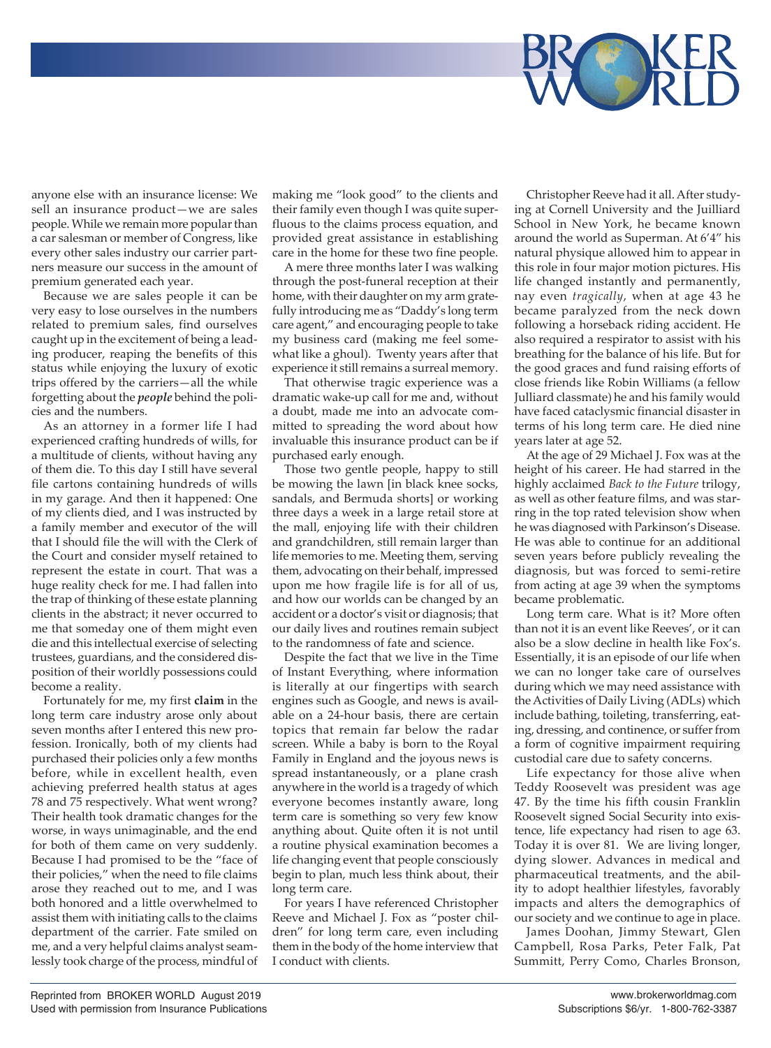anyone else with an insurance license: We sell an insurance product—we are sales people. While we remain more popular than a car salesman or member of Congress, like every other sales industry our carrier partners measure our success in the amount of premium generated each year.

Because we are sales people it can be very easy to lose ourselves in the numbers related to premium sales, find ourselves caught up in the excitement of being a leading producer, reaping the benefits of this status while enjoying the luxury of exotic trips offered by the carriers—all the while forgetting about the ***people*** behind the policies and the numbers.

As an attorney in a former life I had experienced crafting hundreds of wills, for a multitude of clients, without having any of them die. To this day I still have several file cartons containing hundreds of wills in my garage. And then it happened: One of my clients died, and I was instructed by a family member and executor of the will that I should file the will with the Clerk of the Court and consider myself retained to represent the estate in court. That was a huge reality check for me. I had fallen into the trap of thinking of these estate planning clients in the abstract; it never occurred to me that someday one of them might even die and this intellectual exercise of selecting trustees, guardians, and the considered disposition of their worldly possessions could become a reality.

Fortunately for me, my first **claim** in the long term care industry arose only about seven months after I entered this new profession. Ironically, both of my clients had purchased their policies only a few months before, while in excellent health, even achieving preferred health status at ages 78 and 75 respectively. What went wrong? Their health took dramatic changes for the worse, in ways unimaginable, and the end for both of them came on very suddenly. Because I had promised to be the "face of their policies," when the need to file claims arose they reached out to me, and I was both honored and a little overwhelmed to assist them with initiating calls to the claims department of the carrier. Fate smiled on me, and a very helpful claims analyst seamlessly took charge of the process, mindful of making me "look good" to the clients and their family even though I was quite superfluous to the claims process equation, and provided great assistance in establishing care in the home for these two fine people.

A mere three months later I was walking through the post-funeral reception at their home, with their daughter on my arm gratefully introducing me as "Daddy's long term care agent," and encouraging people to take my business card (making me feel somewhat like a ghoul). Twenty years after that experience it still remains a surreal memory.

That otherwise tragic experience was a dramatic wake-up call for me and, without a doubt, made me into an advocate committed to spreading the word about how invaluable this insurance product can be if purchased early enough.

Those two gentle people, happy to still be mowing the lawn [in black knee socks, sandals, and Bermuda shorts] or working three days a week in a large retail store at the mall, enjoying life with their children and grandchildren, still remain larger than life memories to me. Meeting them, serving them, advocating on their behalf, impressed upon me how fragile life is for all of us, and how our worlds can be changed by an accident or a doctor's visit or diagnosis; that our daily lives and routines remain subject to the randomness of fate and science.

Despite the fact that we live in the Time of Instant Everything, where information is literally at our fingertips with search engines such as Google, and news is available on a 24-hour basis, there are certain topics that remain far below the radar screen. While a baby is born to the Royal Family in England and the joyous news is spread instantaneously, or a plane crash anywhere in the world is a tragedy of which everyone becomes instantly aware, long term care is something so very few know anything about. Quite often it is not until a routine physical examination becomes a life changing event that people consciously begin to plan, much less think about, their long term care.

For years I have referenced Christopher Reeve and Michael J. Fox as "poster children" for long term care, even including them in the body of the home interview that I conduct with clients.

Christopher Reeve had it all. After studying at Cornell University and the Juilliard School in New York, he became known around the world as Superman. At 6'4" his natural physique allowed him to appear in this role in four major motion pictures. His life changed instantly and permanently, nay even *tragically*, when at age 43 he became paralyzed from the neck down following a horseback riding accident. He also required a respirator to assist with his breathing for the balance of his life. But for the good graces and fund raising efforts of close friends like Robin Williams (a fellow Julliard classmate) he and his family would have faced cataclysmic financial disaster in terms of his long term care. He died nine years later at age 52.

At the age of 29 Michael J. Fox was at the height of his career. He had starred in the highly acclaimed *Back to the Future* trilogy, as well as other feature films, and was starring in the top rated television show when he was diagnosed with Parkinson's Disease. He was able to continue for an additional seven years before publicly revealing the diagnosis, but was forced to semi-retire from acting at age 39 when the symptoms became problematic.

Long term care. What is it? More often than not it is an event like Reeves', or it can also be a slow decline in health like Fox's. Essentially, it is an episode of our life when we can no longer take care of ourselves during which we may need assistance with the Activities of Daily Living (ADLs) which include bathing, toileting, transferring, eating, dressing, and continence, or suffer from a form of cognitive impairment requiring custodial care due to safety concerns.

Life expectancy for those alive when Teddy Roosevelt was president was age 47. By the time his fifth cousin Franklin Roosevelt signed Social Security into existence, life expectancy had risen to age 63. Today it is over 81. We are living longer, dying slower. Advances in medical and pharmaceutical treatments, and the ability to adopt healthier lifestyles, favorably impacts and alters the demographics of our society and we continue to age in place.

James Doohan, Jimmy Stewart, Glen Campbell, Rosa Parks, Peter Falk, Pat Summitt, Perry Como, Charles Bronson,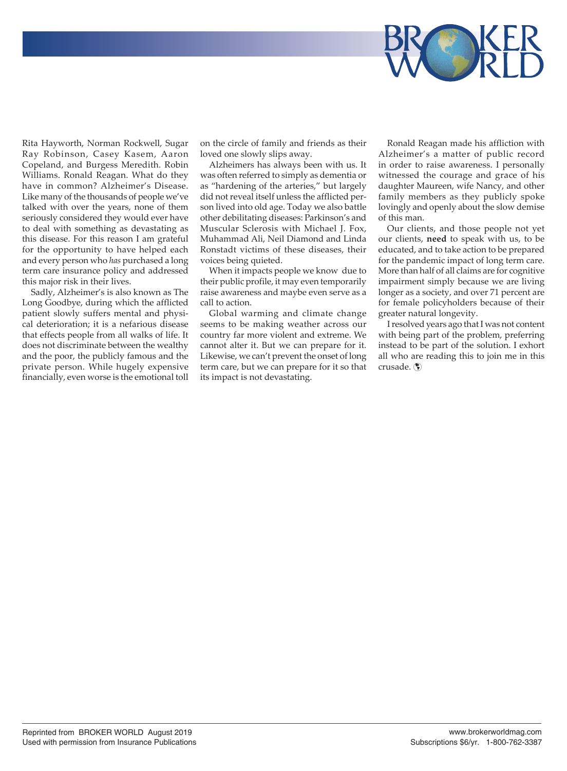Rita Hayworth, Norman Rockwell, Sugar Ray Robinson, Casey Kasem, Aaron Copeland, and Burgess Meredith. Robin Williams. Ronald Reagan. What do they have in common? Alzheimer's Disease. Like many of the thousands of people we've talked with over the years, none of them seriously considered they would ever have to deal with something as devastating as this disease. For this reason I am grateful for the opportunity to have helped each and every person who *has* purchased a long term care insurance policy and addressed this major risk in their lives.

Sadly, Alzheimer's is also known as The Long Goodbye, during which the afflicted patient slowly suffers mental and physical deterioration; it is a nefarious disease that effects people from all walks of life. It does not discriminate between the wealthy and the poor, the publicly famous and the private person. While hugely expensive financially, even worse is the emotional toll on the circle of family and friends as their loved one slowly slips away.

Alzheimers has always been with us. It was often referred to simply as dementia or as "hardening of the arteries," but largely did not reveal itself unless the afflicted person lived into old age. Today we also battle other debilitating diseases: Parkinson's and Muscular Sclerosis with Michael J. Fox, Muhammad Ali, Neil Diamond and Linda Ronstadt victims of these diseases, their voices being quieted.

When it impacts people we know due to their public profile, it may even temporarily raise awareness and maybe even serve as a call to action.

Global warming and climate change seems to be making weather across our country far more violent and extreme. We cannot alter it. But we can prepare for it. Likewise, we can't prevent the onset of long term care, but we can prepare for it so that its impact is not devastating.

Ronald Reagan made his affliction with Alzheimer's a matter of public record in order to raise awareness. I personally witnessed the courage and grace of his daughter Maureen, wife Nancy, and other family members as they publicly spoke lovingly and openly about the slow demise of this man.

Our clients, and those people not yet our clients, **need** to speak with us, to be educated, and to take action to be prepared for the pandemic impact of long term care. More than half of all claims are for cognitive impairment simply because we are living longer as a society, and over 71 percent are for female policyholders because of their greater natural longevity.

I resolved years ago that I was not content with being part of the problem, preferring instead to be part of the solution. I exhort all who are reading this to join me in this crusade.

Reprinted from BROKER WORLD August 2019
Used with permission from Insurance Publications

www.brokerworldmag.com
Subscriptions $6/yr. 1-800-762-3387